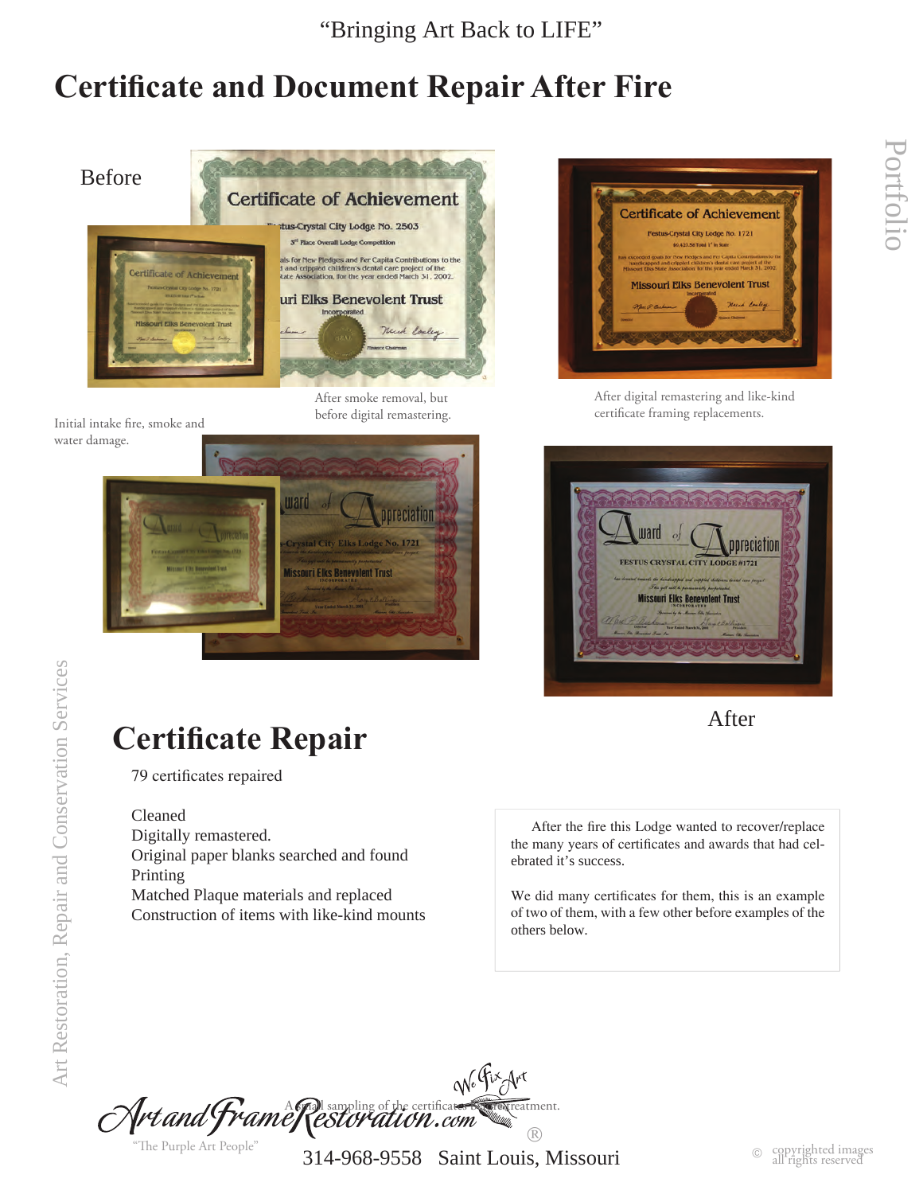"Bringing Art Back to LIFE"

# Certificate and Document Repair After Fire

Before

Initial intake fire, smoke and water damage.

After smoke removal, but before digital remastering.

After digital remastering and like-kind certificate framing replacements.

After

## Certificate Repair

79 certificates repaired

Cleaned
Digitally remastered.
Original paper blanks searched and found
Printing
Matched Plaque materials and replaced
Construction of items with like-kind mounts

After the fire this Lodge wanted to recover/replace the many years of certificates and awards that had celebrated it's success.

We did many certificates for them, this is an example of two of them, with a few other before examples of the others below.

A small sampling of the certificates before treatment.

Art Restoration, Repair and Conservation Services

Portfolio

ArtandFrameRestoration.com ® We Fix Art

"The Purple Art People"

314-968-9558 Saint Louis, Missouri

© copyrighted images all rights reserved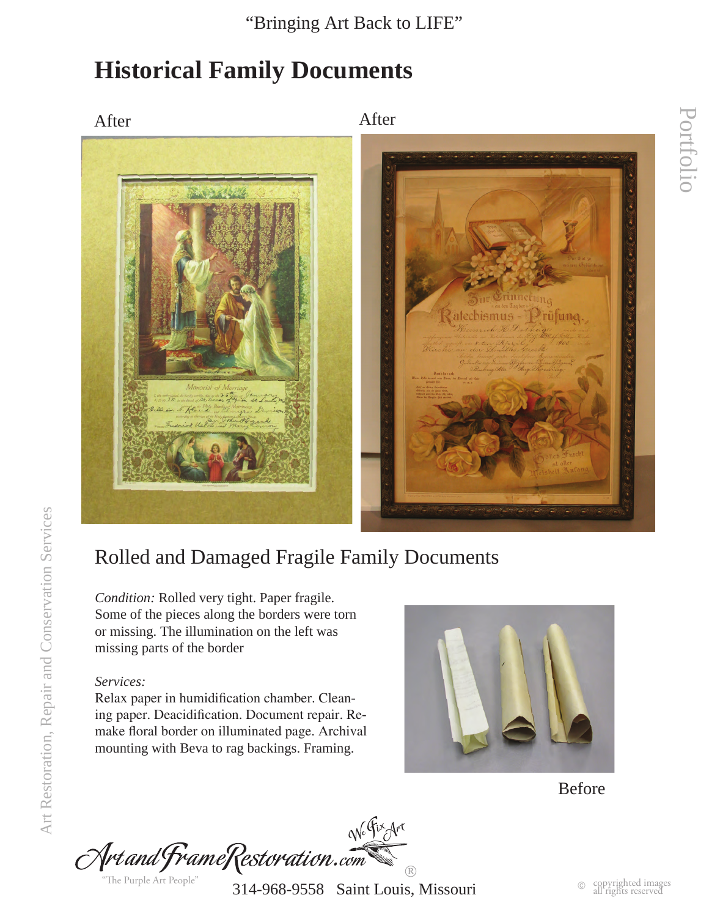"Bringing Art Back to LIFE"

# Historical Family Documents

After

After

## Rolled and Damaged Fragile Family Documents

*Condition:* Rolled very tight. Paper fragile. Some of the pieces along the borders were torn or missing. The illumination on the left was missing parts of the border

*Services:*
Relax paper in humidification chamber. Cleaning paper. Deacidification. Document repair. Remake floral border on illuminated page. Archival mounting with Beva to rag backings. Framing.

Before

ArtandFrameRestoration.com® We Fix Art

"The Purple Art People"

314-968-9558 Saint Louis, Missouri

© copyrighted images all rights reserved